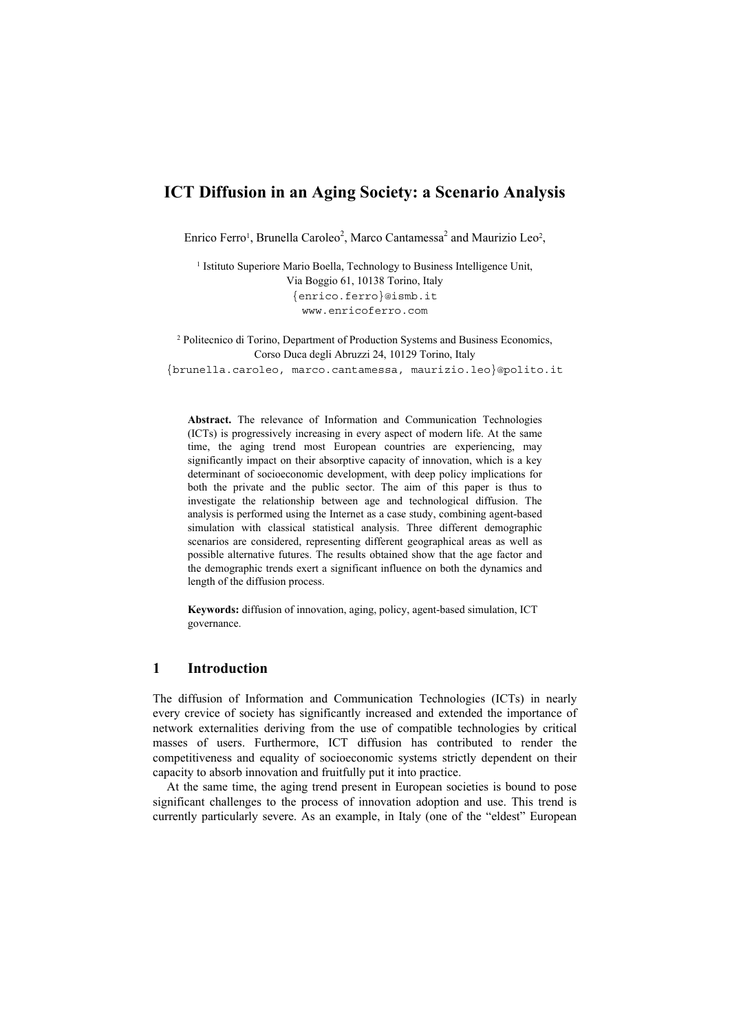# ICT Diffusion in an Aging Society: a Scenario Analysis

Enrico Ferro[1], Brunella Caroleo[2], Marco Cantamessa[2] and Maurizio Leo[2],

[1] Istituto Superiore Mario Boella, Technology to Business Intelligence Unit,
Via Boggio 61, 10138 Torino, Italy
{enrico.ferro}@ismb.it
www.enricoferro.com

[2] Politecnico di Torino, Department of Production Systems and Business Economics,
Corso Duca degli Abruzzi 24, 10129 Torino, Italy
{brunella.caroleo, marco.cantamessa, maurizio.leo}@polito.it

**Abstract.** The relevance of Information and Communication Technologies (ICTs) is progressively increasing in every aspect of modern life. At the same time, the aging trend most European countries are experiencing, may significantly impact on their absorptive capacity of innovation, which is a key determinant of socioeconomic development, with deep policy implications for both the private and the public sector. The aim of this paper is thus to investigate the relationship between age and technological diffusion. The analysis is performed using the Internet as a case study, combining agent-based simulation with classical statistical analysis. Three different demographic scenarios are considered, representing different geographical areas as well as possible alternative futures. The results obtained show that the age factor and the demographic trends exert a significant influence on both the dynamics and length of the diffusion process.

**Keywords:** diffusion of innovation, aging, policy, agent-based simulation, ICT governance.

## 1 Introduction

The diffusion of Information and Communication Technologies (ICTs) in nearly every crevice of society has significantly increased and extended the importance of network externalities deriving from the use of compatible technologies by critical masses of users. Furthermore, ICT diffusion has contributed to render the competitiveness and equality of socioeconomic systems strictly dependent on their capacity to absorb innovation and fruitfully put it into practice.

At the same time, the aging trend present in European societies is bound to pose significant challenges to the process of innovation adoption and use. This trend is currently particularly severe. As an example, in Italy (one of the "eldest" European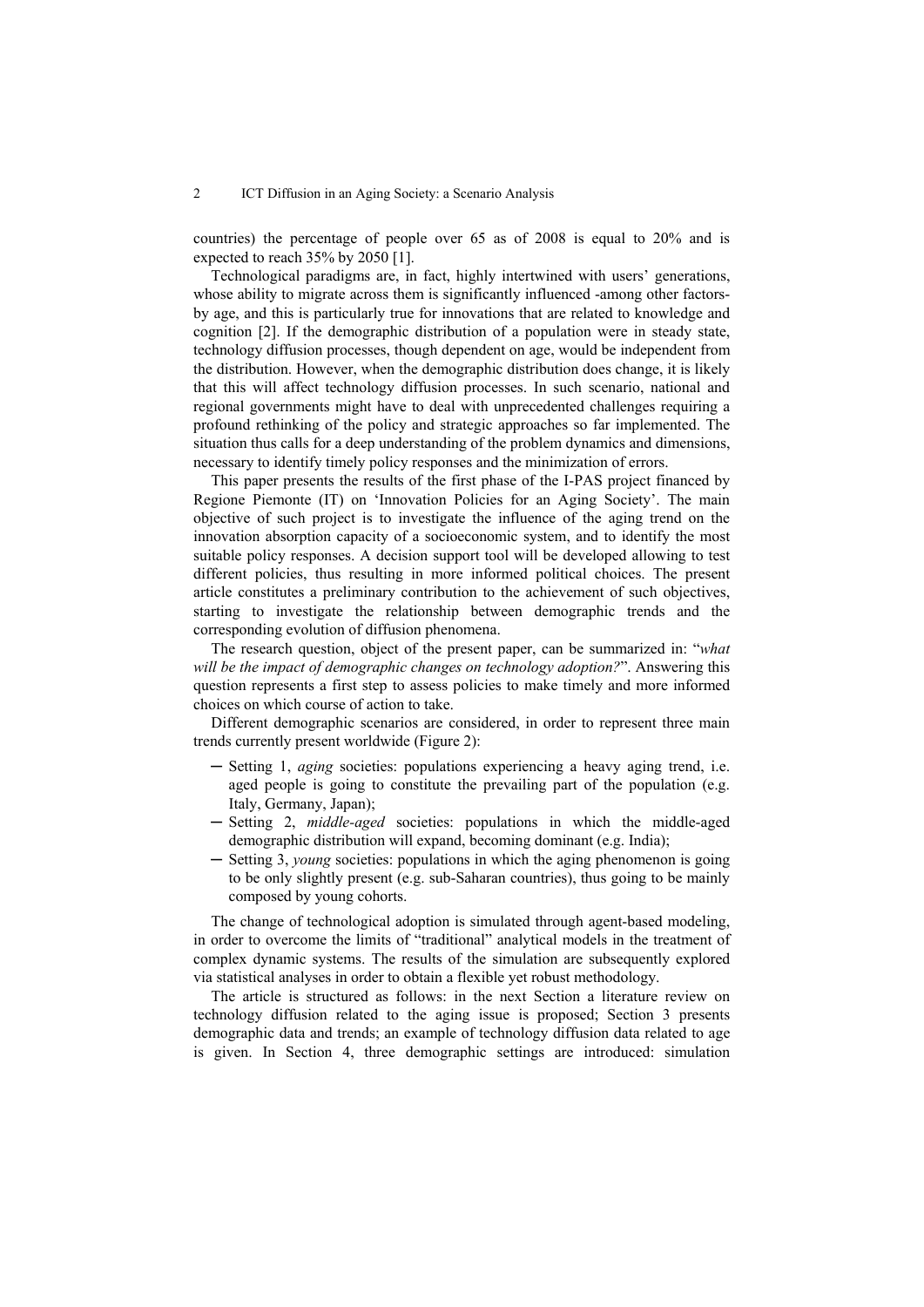countries) the percentage of people over 65 as of 2008 is equal to 20% and is expected to reach 35% by 2050 [1].

Technological paradigms are, in fact, highly intertwined with users' generations, whose ability to migrate across them is significantly influenced -among other factors- by age, and this is particularly true for innovations that are related to knowledge and cognition [2]. If the demographic distribution of a population were in steady state, technology diffusion processes, though dependent on age, would be independent from the distribution. However, when the demographic distribution does change, it is likely that this will affect technology diffusion processes. In such scenario, national and regional governments might have to deal with unprecedented challenges requiring a profound rethinking of the policy and strategic approaches so far implemented. The situation thus calls for a deep understanding of the problem dynamics and dimensions, necessary to identify timely policy responses and the minimization of errors.

This paper presents the results of the first phase of the I-PAS project financed by Regione Piemonte (IT) on 'Innovation Policies for an Aging Society'. The main objective of such project is to investigate the influence of the aging trend on the innovation absorption capacity of a socioeconomic system, and to identify the most suitable policy responses. A decision support tool will be developed allowing to test different policies, thus resulting in more informed political choices. The present article constitutes a preliminary contribution to the achievement of such objectives, starting to investigate the relationship between demographic trends and the corresponding evolution of diffusion phenomena.

The research question, object of the present paper, can be summarized in: "*what will be the impact of demographic changes on technology adoption?*". Answering this question represents a first step to assess policies to make timely and more informed choices on which course of action to take.

Different demographic scenarios are considered, in order to represent three main trends currently present worldwide (Figure 2):

- Setting 1, *aging* societies: populations experiencing a heavy aging trend, i.e. aged people is going to constitute the prevailing part of the population (e.g. Italy, Germany, Japan);
- Setting 2, *middle-aged* societies: populations in which the middle-aged demographic distribution will expand, becoming dominant (e.g. India);
- Setting 3, *young* societies: populations in which the aging phenomenon is going to be only slightly present (e.g. sub-Saharan countries), thus going to be mainly composed by young cohorts.

The change of technological adoption is simulated through agent-based modeling, in order to overcome the limits of "traditional" analytical models in the treatment of complex dynamic systems. The results of the simulation are subsequently explored via statistical analyses in order to obtain a flexible yet robust methodology.

The article is structured as follows: in the next Section a literature review on technology diffusion related to the aging issue is proposed; Section 3 presents demographic data and trends; an example of technology diffusion data related to age is given. In Section 4, three demographic settings are introduced: simulation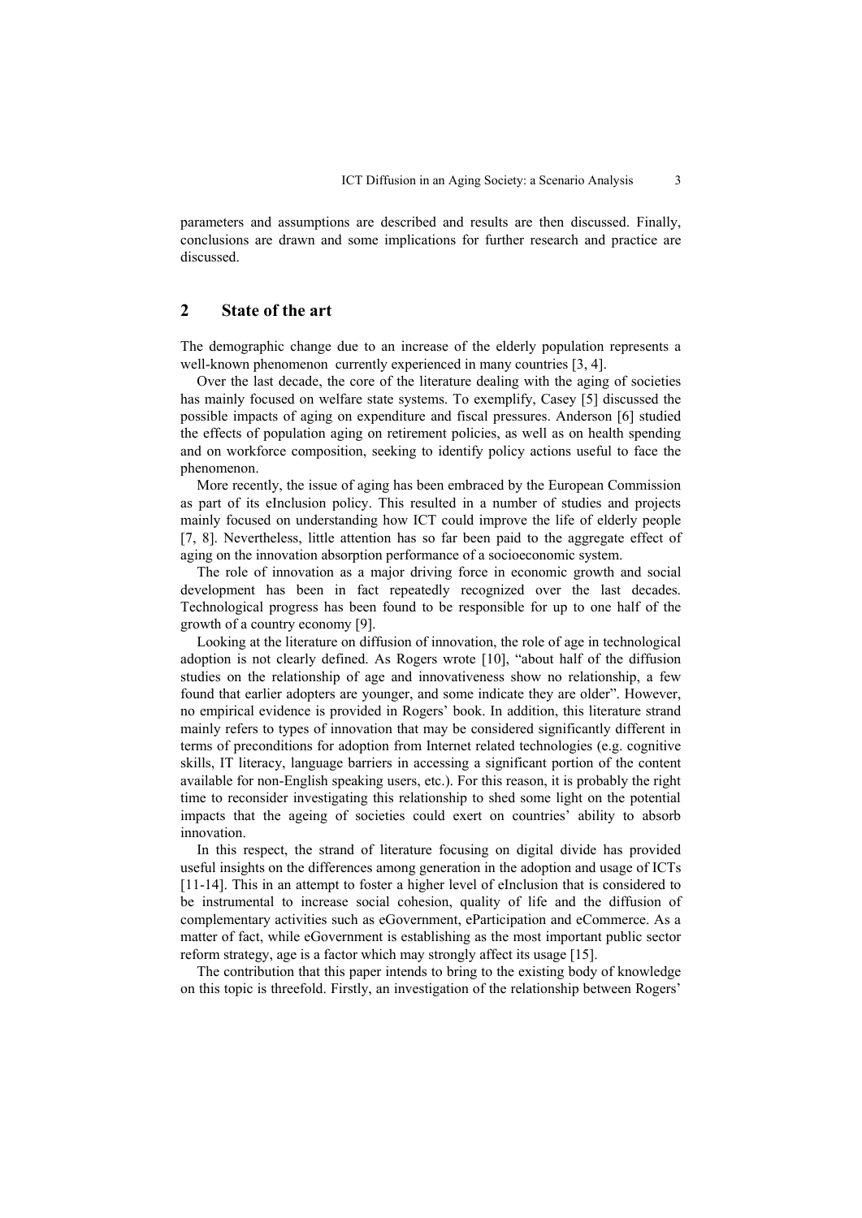parameters and assumptions are described and results are then discussed. Finally, conclusions are drawn and some implications for further research and practice are discussed.

## 2 State of the art

The demographic change due to an increase of the elderly population represents a well-known phenomenon currently experienced in many countries [3, 4].

Over the last decade, the core of the literature dealing with the aging of societies has mainly focused on welfare state systems. To exemplify, Casey [5] discussed the possible impacts of aging on expenditure and fiscal pressures. Anderson [6] studied the effects of population aging on retirement policies, as well as on health spending and on workforce composition, seeking to identify policy actions useful to face the phenomenon.

More recently, the issue of aging has been embraced by the European Commission as part of its eInclusion policy. This resulted in a number of studies and projects mainly focused on understanding how ICT could improve the life of elderly people [7, 8]. Nevertheless, little attention has so far been paid to the aggregate effect of aging on the innovation absorption performance of a socioeconomic system.

The role of innovation as a major driving force in economic growth and social development has been in fact repeatedly recognized over the last decades. Technological progress has been found to be responsible for up to one half of the growth of a country economy [9].

Looking at the literature on diffusion of innovation, the role of age in technological adoption is not clearly defined. As Rogers wrote [10], "about half of the diffusion studies on the relationship of age and innovativeness show no relationship, a few found that earlier adopters are younger, and some indicate they are older". However, no empirical evidence is provided in Rogers' book. In addition, this literature strand mainly refers to types of innovation that may be considered significantly different in terms of preconditions for adoption from Internet related technologies (e.g. cognitive skills, IT literacy, language barriers in accessing a significant portion of the content available for non-English speaking users, etc.). For this reason, it is probably the right time to reconsider investigating this relationship to shed some light on the potential impacts that the ageing of societies could exert on countries' ability to absorb innovation.

In this respect, the strand of literature focusing on digital divide has provided useful insights on the differences among generation in the adoption and usage of ICTs [11-14]. This in an attempt to foster a higher level of eInclusion that is considered to be instrumental to increase social cohesion, quality of life and the diffusion of complementary activities such as eGovernment, eParticipation and eCommerce. As a matter of fact, while eGovernment is establishing as the most important public sector reform strategy, age is a factor which may strongly affect its usage [15].

The contribution that this paper intends to bring to the existing body of knowledge on this topic is threefold. Firstly, an investigation of the relationship between Rogers'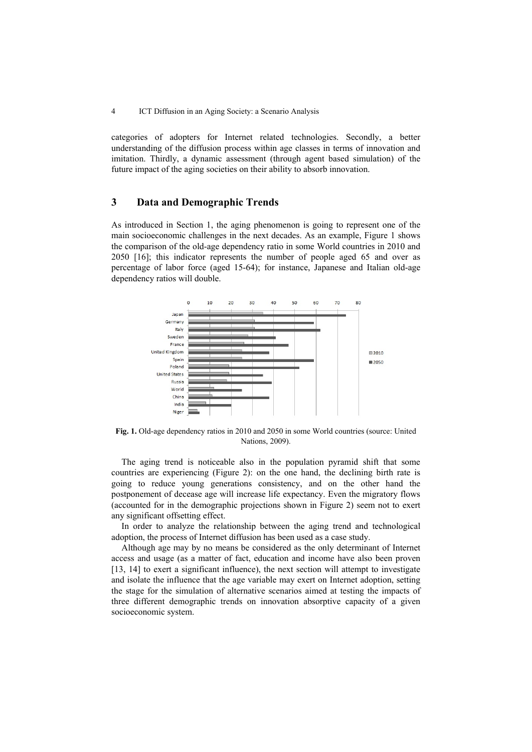categories of adopters for Internet related technologies. Secondly, a better understanding of the diffusion process within age classes in terms of innovation and imitation. Thirdly, a dynamic assessment (through agent based simulation) of the future impact of the aging societies on their ability to absorb innovation.

## 3 Data and Demographic Trends

As introduced in Section 1, the aging phenomenon is going to represent one of the main socioeconomic challenges in the next decades. As an example, Figure 1 shows the comparison of the old-age dependency ratio in some World countries in 2010 and 2050 [16]; this indicator represents the number of people aged 65 and over as percentage of labor force (aged 15-64); for instance, Japanese and Italian old-age dependency ratios will double.

**Fig. 1.** Old-age dependency ratios in 2010 and 2050 in some World countries (source: United Nations, 2009).

The aging trend is noticeable also in the population pyramid shift that some countries are experiencing (Figure 2): on the one hand, the declining birth rate is going to reduce young generations consistency, and on the other hand the postponement of decease age will increase life expectancy. Even the migratory flows (accounted for in the demographic projections shown in Figure 2) seem not to exert any significant offsetting effect.

In order to analyze the relationship between the aging trend and technological adoption, the process of Internet diffusion has been used as a case study.

Although age may by no means be considered as the only determinant of Internet access and usage (as a matter of fact, education and income have also been proven [13, 14] to exert a significant influence), the next section will attempt to investigate and isolate the influence that the age variable may exert on Internet adoption, setting the stage for the simulation of alternative scenarios aimed at testing the impacts of three different demographic trends on innovation absorptive capacity of a given socioeconomic system.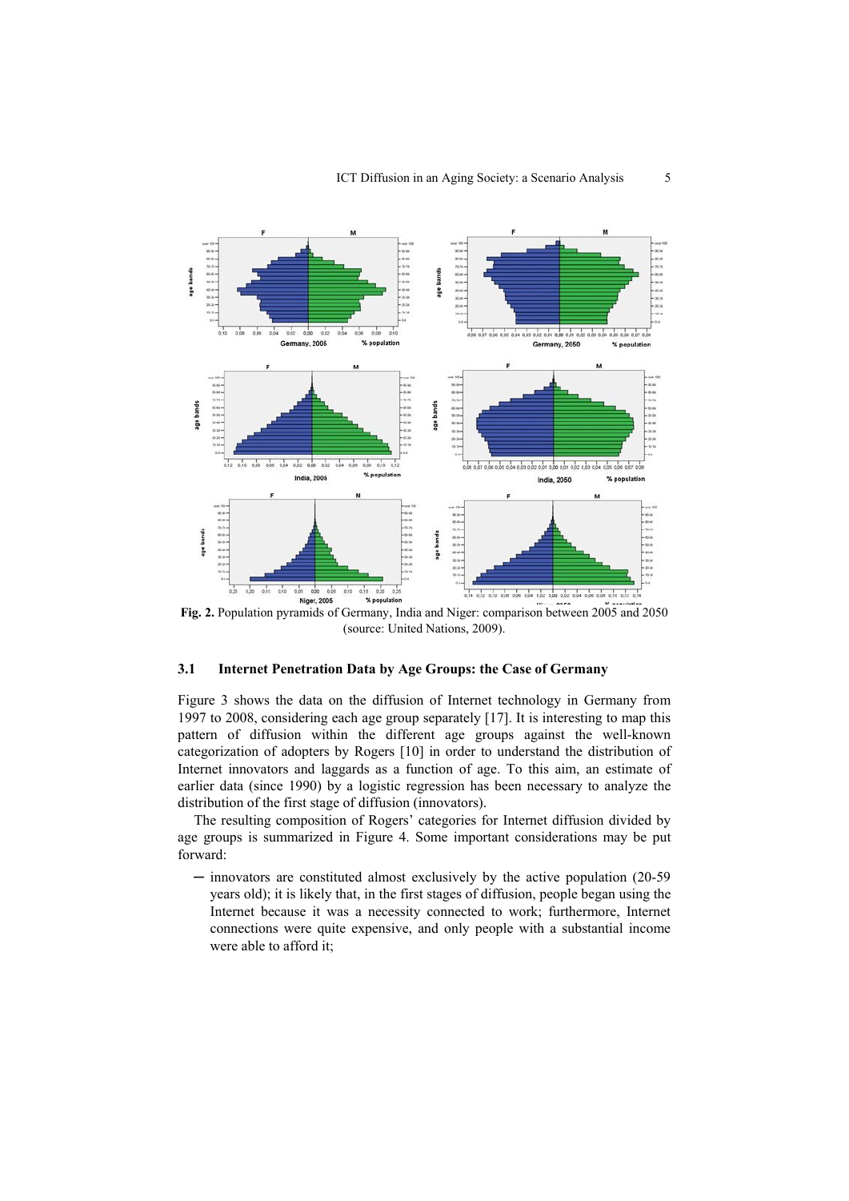**Fig. 2.** Population pyramids of Germany, India and Niger: comparison between 2005 and 2050 (source: United Nations, 2009).

### 3.1 Internet Penetration Data by Age Groups: the Case of Germany

Figure 3 shows the data on the diffusion of Internet technology in Germany from 1997 to 2008, considering each age group separately [17]. It is interesting to map this pattern of diffusion within the different age groups against the well-known categorization of adopters by Rogers [10] in order to understand the distribution of Internet innovators and laggards as a function of age. To this aim, an estimate of earlier data (since 1990) by a logistic regression has been necessary to analyze the distribution of the first stage of diffusion (innovators).

The resulting composition of Rogers' categories for Internet diffusion divided by age groups is summarized in Figure 4. Some important considerations may be put forward:

- innovators are constituted almost exclusively by the active population (20-59 years old); it is likely that, in the first stages of diffusion, people began using the Internet because it was a necessity connected to work; furthermore, Internet connections were quite expensive, and only people with a substantial income were able to afford it;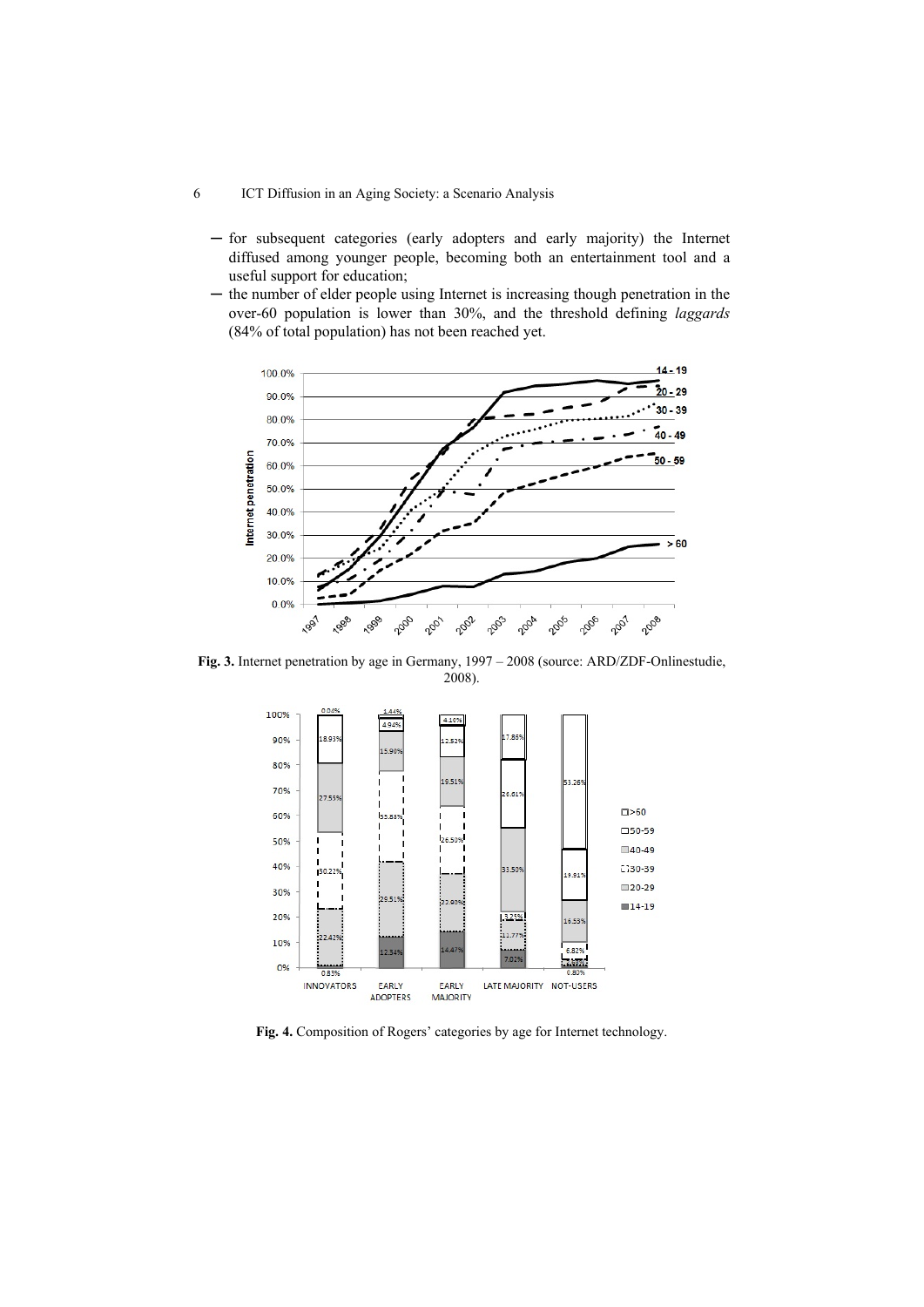- for subsequent categories (early adopters and early majority) the Internet diffused among younger people, becoming both an entertainment tool and a useful support for education;
- the number of elder people using Internet is increasing though penetration in the over-60 population is lower than 30%, and the threshold defining *laggards* (84% of total population) has not been reached yet.

**Fig. 3.** Internet penetration by age in Germany, 1997 – 2008 (source: ARD/ZDF-Onlinestudie, 2008).

**Fig. 4.** Composition of Rogers' categories by age for Internet technology.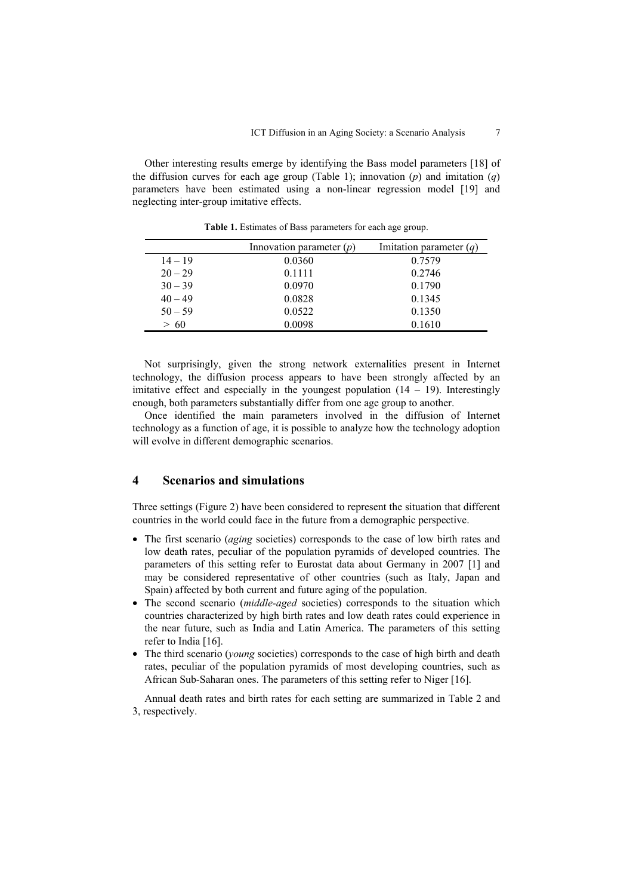Other interesting results emerge by identifying the Bass model parameters [18] of the diffusion curves for each age group (Table 1); innovation ($p$) and imitation ($q$) parameters have been estimated using a non-linear regression model [19] and neglecting inter-group imitative effects.

**Table 1.** Estimates of Bass parameters for each age group.

| | Innovation parameter ($p$) | Imitation parameter ($q$) |
|---|---|---|
| 14 – 19 | 0.0360 | 0.7579 |
| 20 – 29 | 0.1111 | 0.2746 |
| 30 – 39 | 0.0970 | 0.1790 |
| 40 – 49 | 0.0828 | 0.1345 |
| 50 – 59 | 0.0522 | 0.1350 |
| > 60 | 0.0098 | 0.1610 |

Not surprisingly, given the strong network externalities present in Internet technology, the diffusion process appears to have been strongly affected by an imitative effect and especially in the youngest population (14 – 19). Interestingly enough, both parameters substantially differ from one age group to another.

Once identified the main parameters involved in the diffusion of Internet technology as a function of age, it is possible to analyze how the technology adoption will evolve in different demographic scenarios.

## 4 Scenarios and simulations

Three settings (Figure 2) have been considered to represent the situation that different countries in the world could face in the future from a demographic perspective.

- The first scenario (*aging* societies) corresponds to the case of low birth rates and low death rates, peculiar of the population pyramids of developed countries. The parameters of this setting refer to Eurostat data about Germany in 2007 [1] and may be considered representative of other countries (such as Italy, Japan and Spain) affected by both current and future aging of the population.
- The second scenario (*middle-aged* societies) corresponds to the situation which countries characterized by high birth rates and low death rates could experience in the near future, such as India and Latin America. The parameters of this setting refer to India [16].
- The third scenario (*young* societies) corresponds to the case of high birth and death rates, peculiar of the population pyramids of most developing countries, such as African Sub-Saharan ones. The parameters of this setting refer to Niger [16].

Annual death rates and birth rates for each setting are summarized in Table 2 and 3, respectively.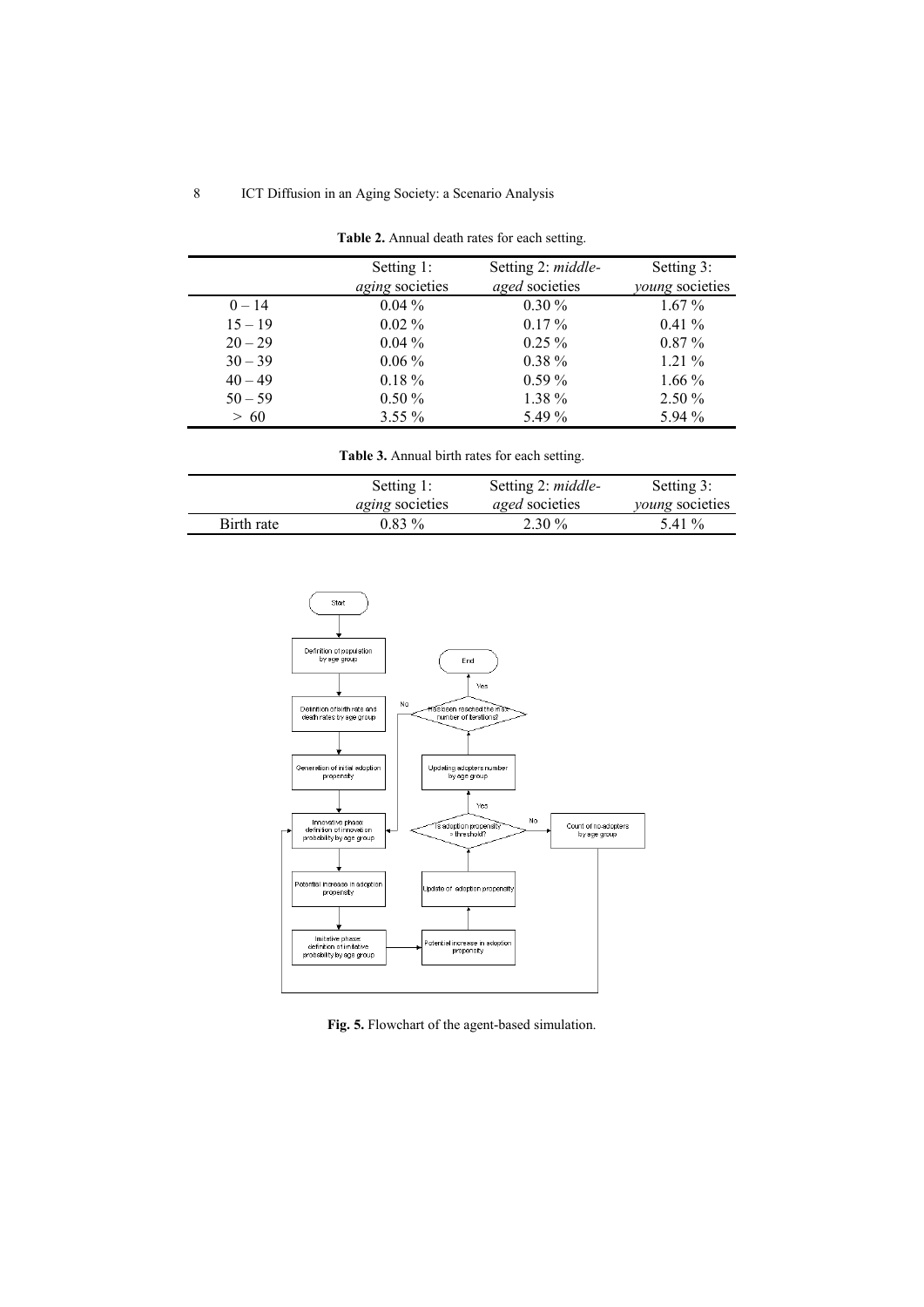**Table 2.** Annual death rates for each setting.

| | Setting 1: *aging* societies | Setting 2: *middle-aged* societies | Setting 3: *young* societies |
|---|---|---|---|
| 0 – 14 | 0.04 % | 0.30 % | 1.67 % |
| 15 – 19 | 0.02 % | 0.17 % | 0.41 % |
| 20 – 29 | 0.04 % | 0.25 % | 0.87 % |
| 30 – 39 | 0.06 % | 0.38 % | 1.21 % |
| 40 – 49 | 0.18 % | 0.59 % | 1.66 % |
| 50 – 59 | 0.50 % | 1.38 % | 2.50 % |
| > 60 | 3.55 % | 5.49 % | 5.94 % |

**Table 3.** Annual birth rates for each setting.

| | Setting 1: *aging* societies | Setting 2: *middle-aged* societies | Setting 3: *young* societies |
|---|---|---|---|
| Birth rate | 0.83 % | 2.30 % | 5.41 % |

**Fig. 5.** Flowchart of the agent-based simulation.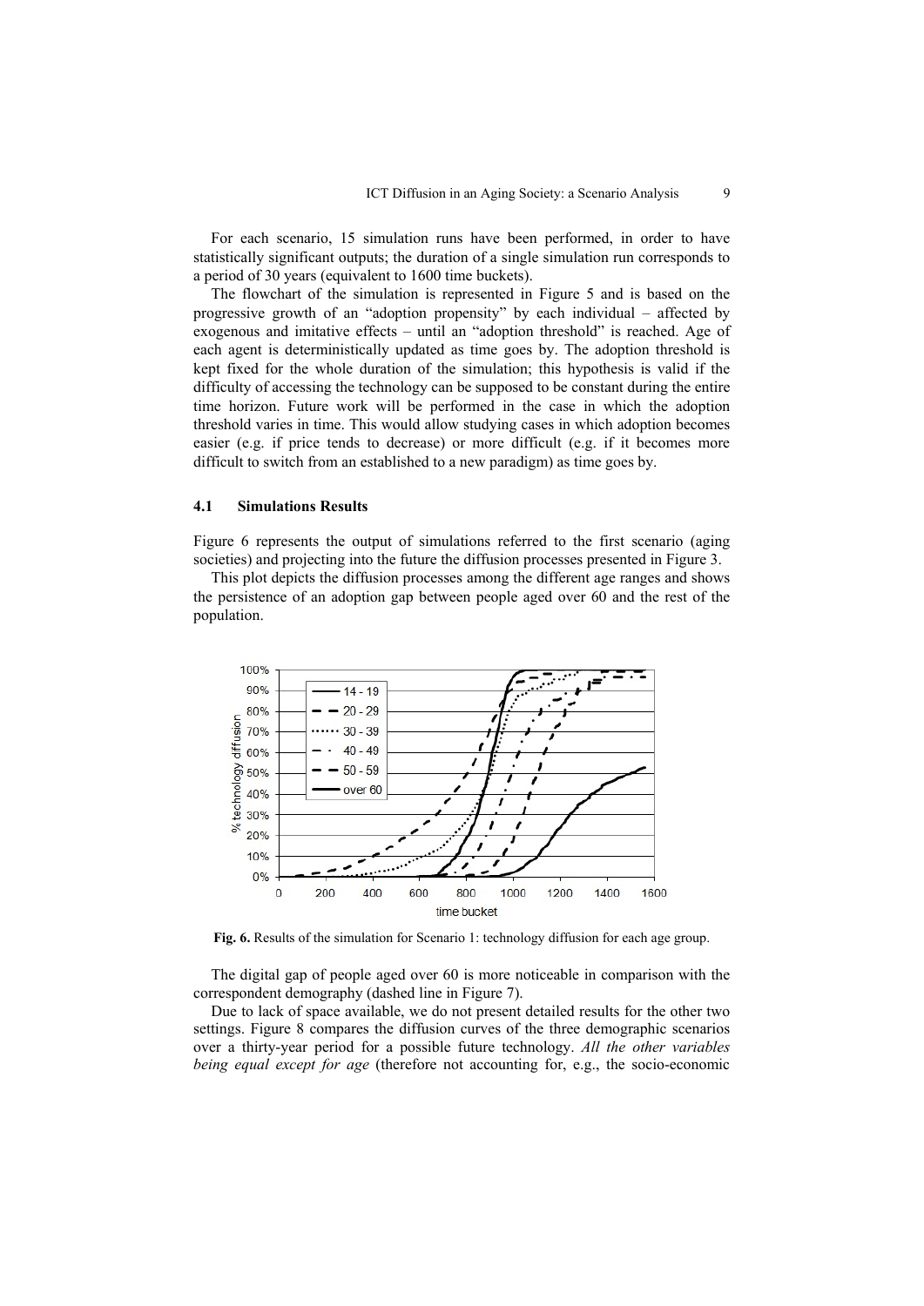For each scenario, 15 simulation runs have been performed, in order to have statistically significant outputs; the duration of a single simulation run corresponds to a period of 30 years (equivalent to 1600 time buckets).

The flowchart of the simulation is represented in Figure 5 and is based on the progressive growth of an "adoption propensity" by each individual – affected by exogenous and imitative effects – until an "adoption threshold" is reached. Age of each agent is deterministically updated as time goes by. The adoption threshold is kept fixed for the whole duration of the simulation; this hypothesis is valid if the difficulty of accessing the technology can be supposed to be constant during the entire time horizon. Future work will be performed in the case in which the adoption threshold varies in time. This would allow studying cases in which adoption becomes easier (e.g. if price tends to decrease) or more difficult (e.g. if it becomes more difficult to switch from an established to a new paradigm) as time goes by.

### 4.1 Simulations Results

Figure 6 represents the output of simulations referred to the first scenario (aging societies) and projecting into the future the diffusion processes presented in Figure 3.

This plot depicts the diffusion processes among the different age ranges and shows the persistence of an adoption gap between people aged over 60 and the rest of the population.

**Fig. 6.** Results of the simulation for Scenario 1: technology diffusion for each age group.

The digital gap of people aged over 60 is more noticeable in comparison with the correspondent demography (dashed line in Figure 7).

Due to lack of space available, we do not present detailed results for the other two settings. Figure 8 compares the diffusion curves of the three demographic scenarios over a thirty-year period for a possible future technology. *All the other variables being equal except for age* (therefore not accounting for, e.g., the socio-economic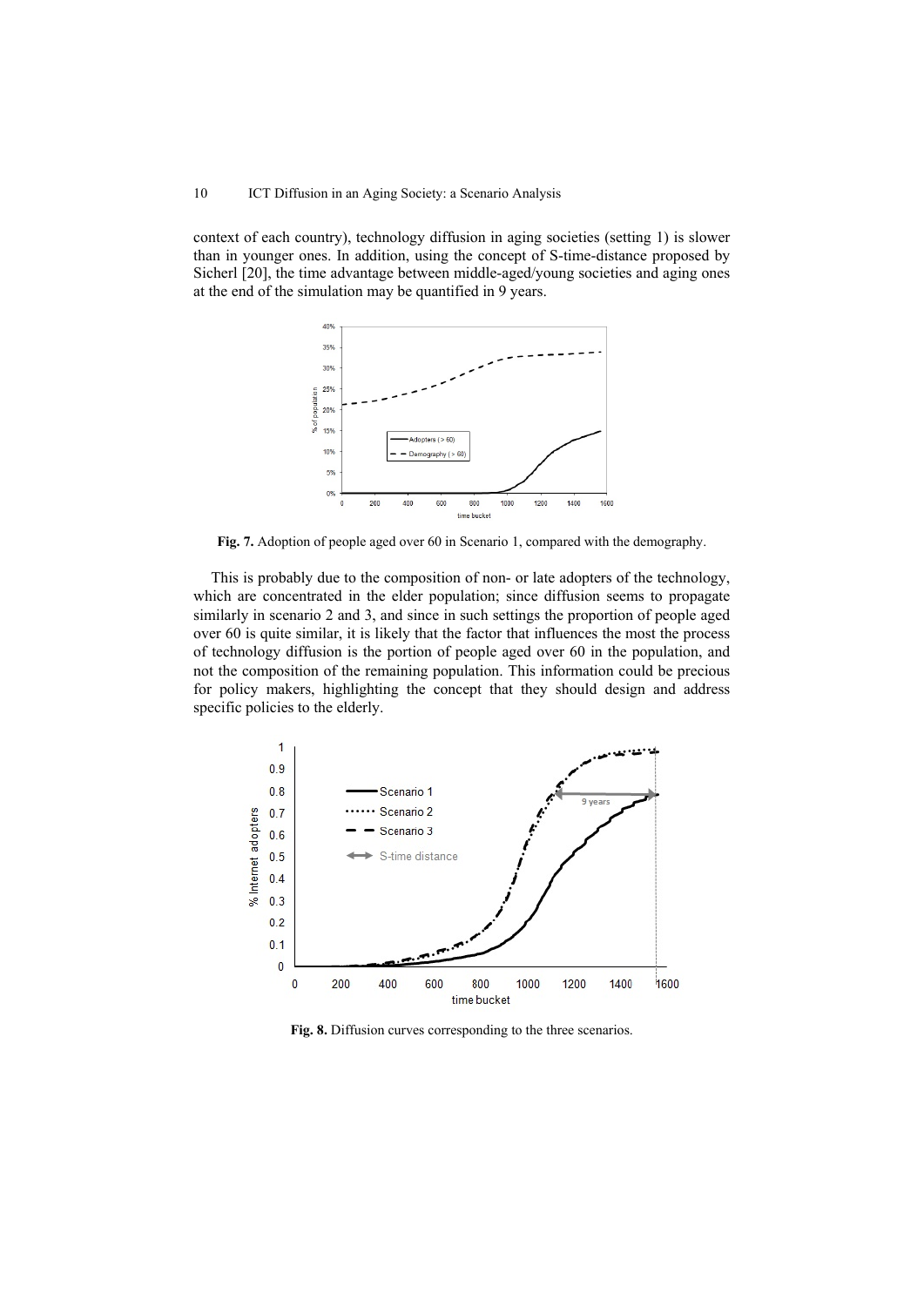context of each country), technology diffusion in aging societies (setting 1) is slower than in younger ones. In addition, using the concept of S-time-distance proposed by Sicherl [20], the time advantage between middle-aged/young societies and aging ones at the end of the simulation may be quantified in 9 years.

**Fig. 7.** Adoption of people aged over 60 in Scenario 1, compared with the demography.

This is probably due to the composition of non- or late adopters of the technology, which are concentrated in the elder population; since diffusion seems to propagate similarly in scenario 2 and 3, and since in such settings the proportion of people aged over 60 is quite similar, it is likely that the factor that influences the most the process of technology diffusion is the portion of people aged over 60 in the population, and not the composition of the remaining population. This information could be precious for policy makers, highlighting the concept that they should design and address specific policies to the elderly.

**Fig. 8.** Diffusion curves corresponding to the three scenarios.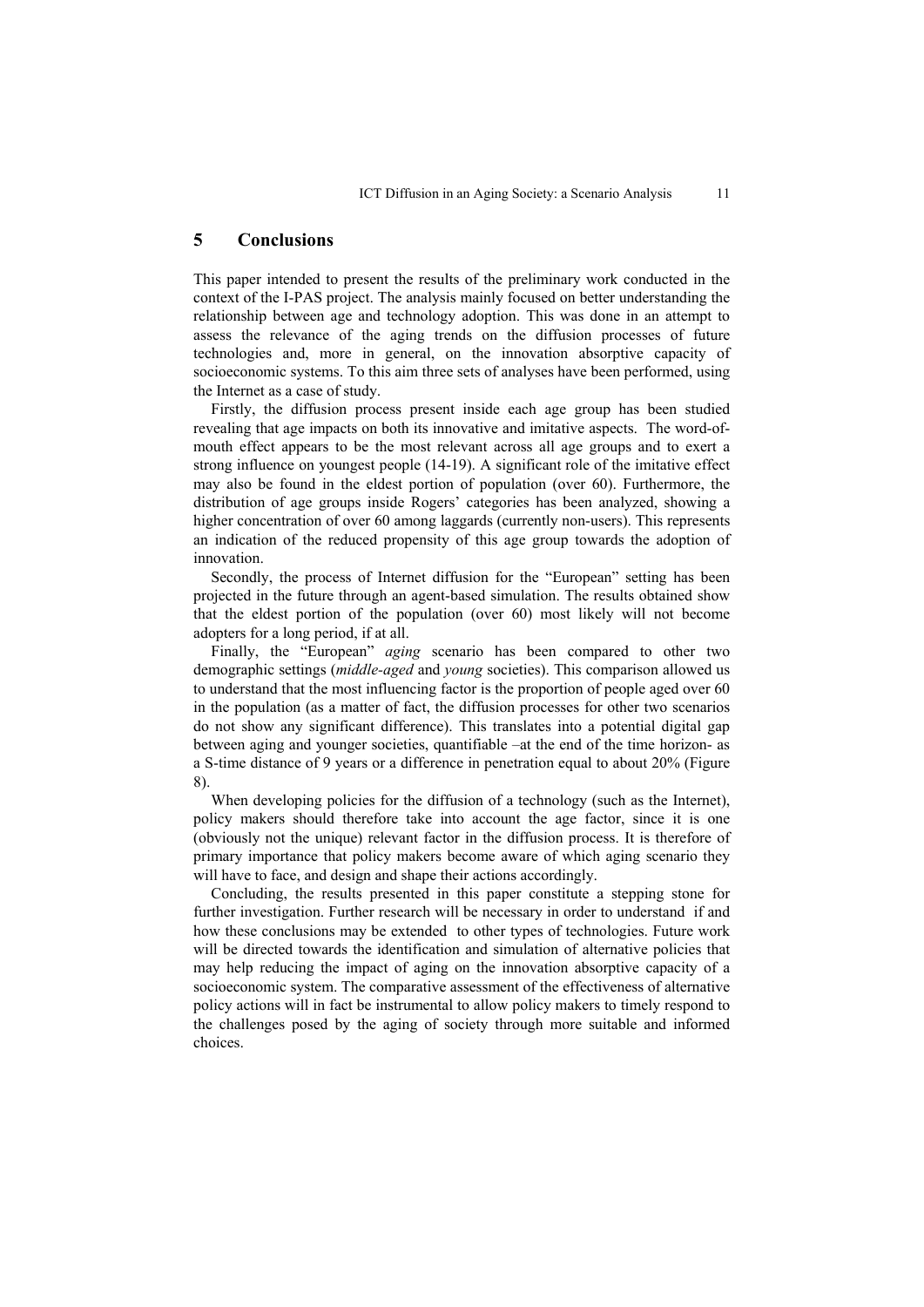## 5 Conclusions

This paper intended to present the results of the preliminary work conducted in the context of the I-PAS project. The analysis mainly focused on better understanding the relationship between age and technology adoption. This was done in an attempt to assess the relevance of the aging trends on the diffusion processes of future technologies and, more in general, on the innovation absorptive capacity of socioeconomic systems. To this aim three sets of analyses have been performed, using the Internet as a case of study.

Firstly, the diffusion process present inside each age group has been studied revealing that age impacts on both its innovative and imitative aspects. The word-of-mouth effect appears to be the most relevant across all age groups and to exert a strong influence on youngest people (14-19). A significant role of the imitative effect may also be found in the eldest portion of population (over 60). Furthermore, the distribution of age groups inside Rogers' categories has been analyzed, showing a higher concentration of over 60 among laggards (currently non-users). This represents an indication of the reduced propensity of this age group towards the adoption of innovation.

Secondly, the process of Internet diffusion for the "European" setting has been projected in the future through an agent-based simulation. The results obtained show that the eldest portion of the population (over 60) most likely will not become adopters for a long period, if at all.

Finally, the "European" *aging* scenario has been compared to other two demographic settings (*middle-aged* and *young* societies). This comparison allowed us to understand that the most influencing factor is the proportion of people aged over 60 in the population (as a matter of fact, the diffusion processes for other two scenarios do not show any significant difference). This translates into a potential digital gap between aging and younger societies, quantifiable –at the end of the time horizon- as a S-time distance of 9 years or a difference in penetration equal to about 20% (Figure 8).

When developing policies for the diffusion of a technology (such as the Internet), policy makers should therefore take into account the age factor, since it is one (obviously not the unique) relevant factor in the diffusion process. It is therefore of primary importance that policy makers become aware of which aging scenario they will have to face, and design and shape their actions accordingly.

Concluding, the results presented in this paper constitute a stepping stone for further investigation. Further research will be necessary in order to understand if and how these conclusions may be extended to other types of technologies. Future work will be directed towards the identification and simulation of alternative policies that may help reducing the impact of aging on the innovation absorptive capacity of a socioeconomic system. The comparative assessment of the effectiveness of alternative policy actions will in fact be instrumental to allow policy makers to timely respond to the challenges posed by the aging of society through more suitable and informed choices.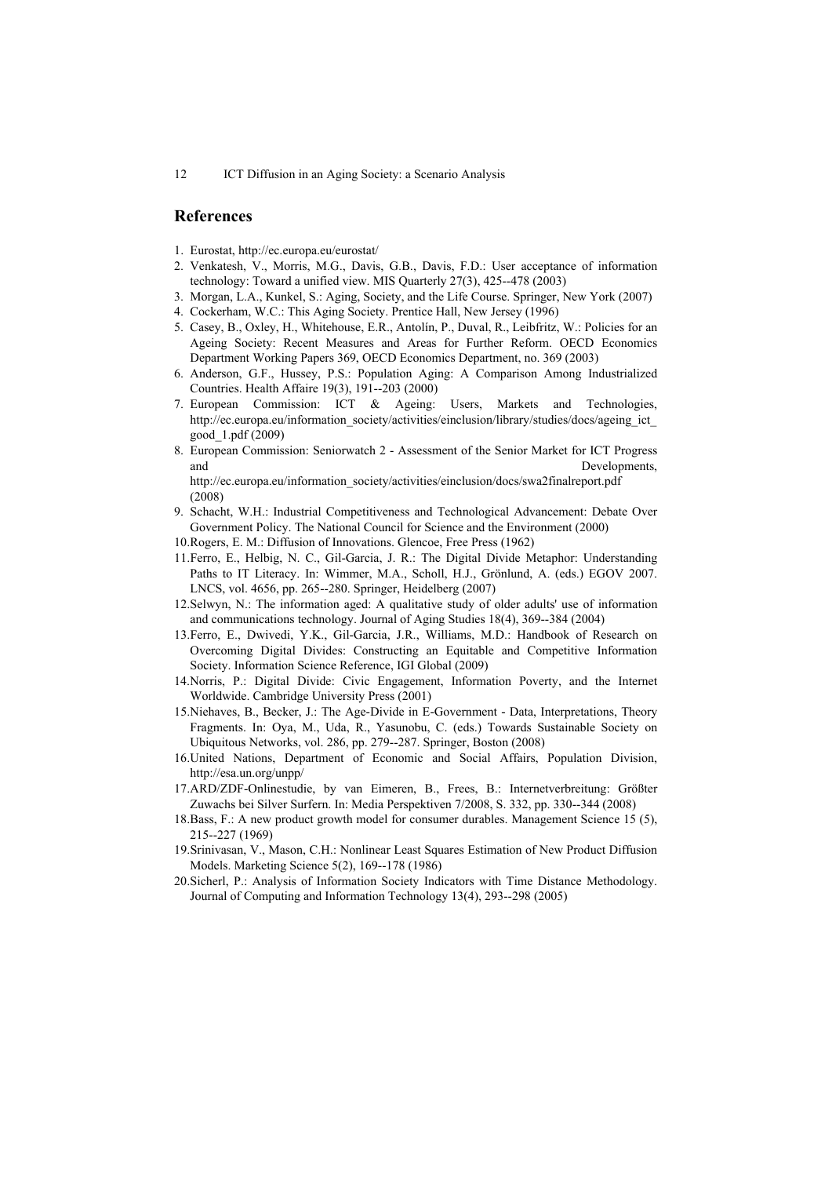## References

1. Eurostat, http://ec.europa.eu/eurostat/
2. Venkatesh, V., Morris, M.G., Davis, G.B., Davis, F.D.: User acceptance of information technology: Toward a unified view. MIS Quarterly 27(3), 425--478 (2003)
3. Morgan, L.A., Kunkel, S.: Aging, Society, and the Life Course. Springer, New York (2007)
4. Cockerham, W.C.: This Aging Society. Prentice Hall, New Jersey (1996)
5. Casey, B., Oxley, H., Whitehouse, E.R., Antolín, P., Duval, R., Leibfritz, W.: Policies for an Ageing Society: Recent Measures and Areas for Further Reform. OECD Economics Department Working Papers 369, OECD Economics Department, no. 369 (2003)
6. Anderson, G.F., Hussey, P.S.: Population Aging: A Comparison Among Industrialized Countries. Health Affaire 19(3), 191--203 (2000)
7. European Commission: ICT & Ageing: Users, Markets and Technologies, http://ec.europa.eu/information_society/activities/einclusion/library/studies/docs/ageing_ict_good_1.pdf (2009)
8. European Commission: Seniorwatch 2 - Assessment of the Senior Market for ICT Progress and Developments, http://ec.europa.eu/information_society/activities/einclusion/docs/swa2finalreport.pdf (2008)
9. Schacht, W.H.: Industrial Competitiveness and Technological Advancement: Debate Over Government Policy. The National Council for Science and the Environment (2000)
10. Rogers, E. M.: Diffusion of Innovations. Glencoe, Free Press (1962)
11. Ferro, E., Helbig, N. C., Gil-Garcia, J. R.: The Digital Divide Metaphor: Understanding Paths to IT Literacy. In: Wimmer, M.A., Scholl, H.J., Grönlund, A. (eds.) EGOV 2007. LNCS, vol. 4656, pp. 265--280. Springer, Heidelberg (2007)
12. Selwyn, N.: The information aged: A qualitative study of older adults' use of information and communications technology. Journal of Aging Studies 18(4), 369--384 (2004)
13. Ferro, E., Dwivedi, Y.K., Gil-Garcia, J.R., Williams, M.D.: Handbook of Research on Overcoming Digital Divides: Constructing an Equitable and Competitive Information Society. Information Science Reference, IGI Global (2009)
14. Norris, P.: Digital Divide: Civic Engagement, Information Poverty, and the Internet Worldwide. Cambridge University Press (2001)
15. Niehaves, B., Becker, J.: The Age-Divide in E-Government - Data, Interpretations, Theory Fragments. In: Oya, M., Uda, R., Yasunobu, C. (eds.) Towards Sustainable Society on Ubiquitous Networks, vol. 286, pp. 279--287. Springer, Boston (2008)
16. United Nations, Department of Economic and Social Affairs, Population Division, http://esa.un.org/unpp/
17. ARD/ZDF-Onlinestudie, by van Eimeren, B., Frees, B.: Internetverbreitung: Größter Zuwachs bei Silver Surfern. In: Media Perspektiven 7/2008, S. 332, pp. 330--344 (2008)
18. Bass, F.: A new product growth model for consumer durables. Management Science 15 (5), 215--227 (1969)
19. Srinivasan, V., Mason, C.H.: Nonlinear Least Squares Estimation of New Product Diffusion Models. Marketing Science 5(2), 169--178 (1986)
20. Sicherl, P.: Analysis of Information Society Indicators with Time Distance Methodology. Journal of Computing and Information Technology 13(4), 293--298 (2005)